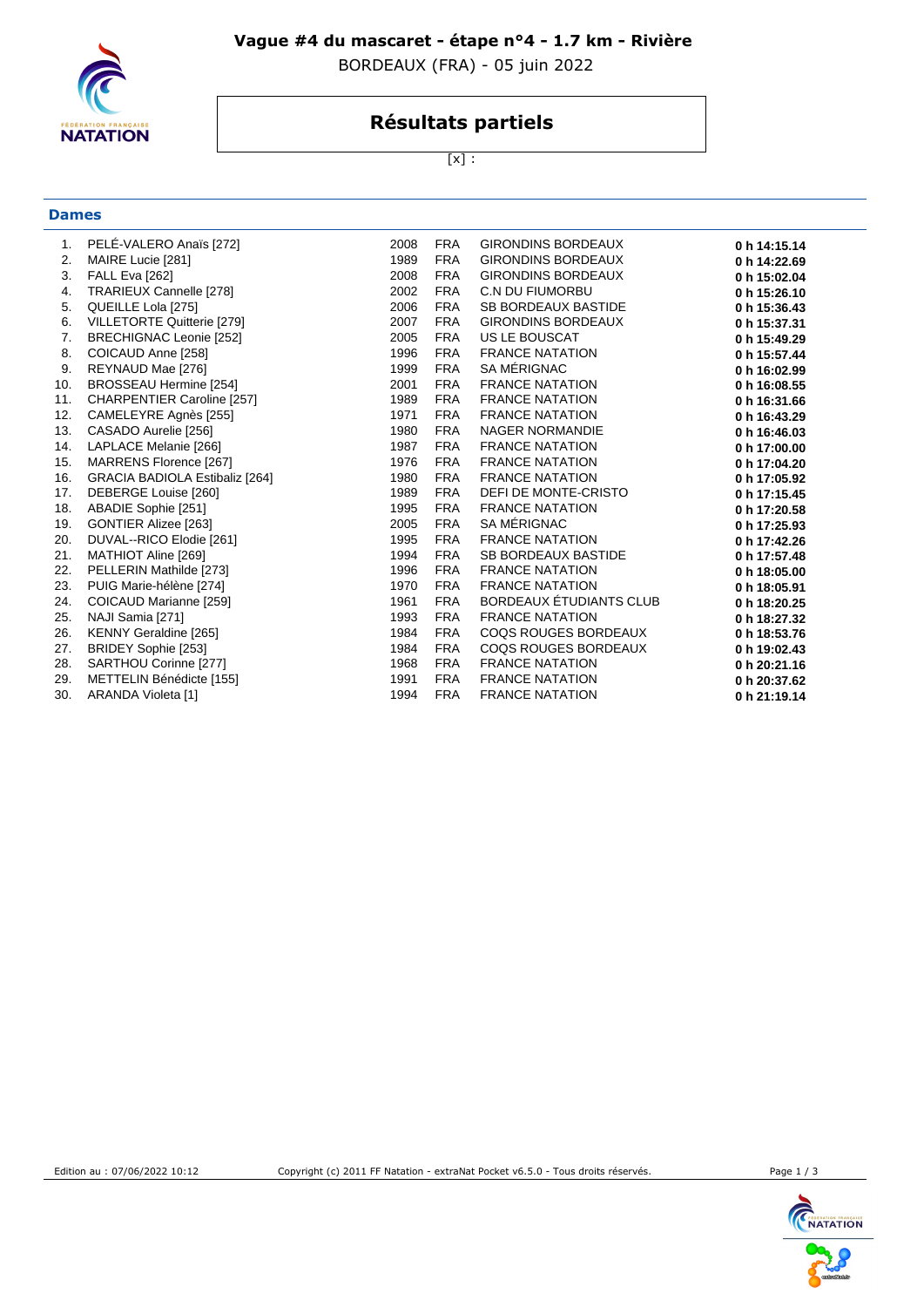# Vague #4 du mascaret - étape n°4 - 1.7 km - Rivière

BORDEAUX (FRA) - 05 juin 2022

## Résultats partiels

[x] :

### Dames

| | | | | | |
|---|---|---|---|---|---|
| 1. | PELÉ-VALERO Anaïs [272] | 2008 | FRA | GIRONDINS BORDEAUX | **0 h 14:15.14** |
| 2. | MAIRE Lucie [281] | 1989 | FRA | GIRONDINS BORDEAUX | **0 h 14:22.69** |
| 3. | FALL Eva [262] | 2008 | FRA | GIRONDINS BORDEAUX | **0 h 15:02.04** |
| 4. | TRARIEUX Cannelle [278] | 2002 | FRA | C.N DU FIUMORBU | **0 h 15:26.10** |
| 5. | QUEILLE Lola [275] | 2006 | FRA | SB BORDEAUX BASTIDE | **0 h 15:36.43** |
| 6. | VILLETORTE Quitterie [279] | 2007 | FRA | GIRONDINS BORDEAUX | **0 h 15:37.31** |
| 7. | BRECHIGNAC Leonie [252] | 2005 | FRA | US LE BOUSCAT | **0 h 15:49.29** |
| 8. | COICAUD Anne [258] | 1996 | FRA | FRANCE NATATION | **0 h 15:57.44** |
| 9. | REYNAUD Mae [276] | 1999 | FRA | SA MÉRIGNAC | **0 h 16:02.99** |
| 10. | BROSSEAU Hermine [254] | 2001 | FRA | FRANCE NATATION | **0 h 16:08.55** |
| 11. | CHARPENTIER Caroline [257] | 1989 | FRA | FRANCE NATATION | **0 h 16:31.66** |
| 12. | CAMELEYRE Agnès [255] | 1971 | FRA | FRANCE NATATION | **0 h 16:43.29** |
| 13. | CASADO Aurelie [256] | 1980 | FRA | NAGER NORMANDIE | **0 h 16:46.03** |
| 14. | LAPLACE Melanie [266] | 1987 | FRA | FRANCE NATATION | **0 h 17:00.00** |
| 15. | MARRENS Florence [267] | 1976 | FRA | FRANCE NATATION | **0 h 17:04.20** |
| 16. | GRACIA BADIOLA Estibaliz [264] | 1980 | FRA | FRANCE NATATION | **0 h 17:05.92** |
| 17. | DEBERGE Louise [260] | 1989 | FRA | DEFI DE MONTE-CRISTO | **0 h 17:15.45** |
| 18. | ABADIE Sophie [251] | 1995 | FRA | FRANCE NATATION | **0 h 17:20.58** |
| 19. | GONTIER Alizee [263] | 2005 | FRA | SA MÉRIGNAC | **0 h 17:25.93** |
| 20. | DUVAL--RICO Elodie [261] | 1995 | FRA | FRANCE NATATION | **0 h 17:42.26** |
| 21. | MATHIOT Aline [269] | 1994 | FRA | SB BORDEAUX BASTIDE | **0 h 17:57.48** |
| 22. | PELLERIN Mathilde [273] | 1996 | FRA | FRANCE NATATION | **0 h 18:05.00** |
| 23. | PUIG Marie-hélène [274] | 1970 | FRA | FRANCE NATATION | **0 h 18:05.91** |
| 24. | COICAUD Marianne [259] | 1961 | FRA | BORDEAUX ÉTUDIANTS CLUB | **0 h 18:20.25** |
| 25. | NAJI Samia [271] | 1993 | FRA | FRANCE NATATION | **0 h 18:27.32** |
| 26. | KENNY Geraldine [265] | 1984 | FRA | COQS ROUGES BORDEAUX | **0 h 18:53.76** |
| 27. | BRIDEY Sophie [253] | 1984 | FRA | COQS ROUGES BORDEAUX | **0 h 19:02.43** |
| 28. | SARTHOU Corinne [277] | 1968 | FRA | FRANCE NATATION | **0 h 20:21.16** |
| 29. | METTELIN Bénédicte [155] | 1991 | FRA | FRANCE NATATION | **0 h 20:37.62** |
| 30. | ARANDA Violeta [1] | 1994 | FRA | FRANCE NATATION | **0 h 21:19.14** |

Edition au : 07/06/2022 10:12 Copyright (c) 2011 FF Natation - extraNat Pocket v6.5.0 - Tous droits réservés.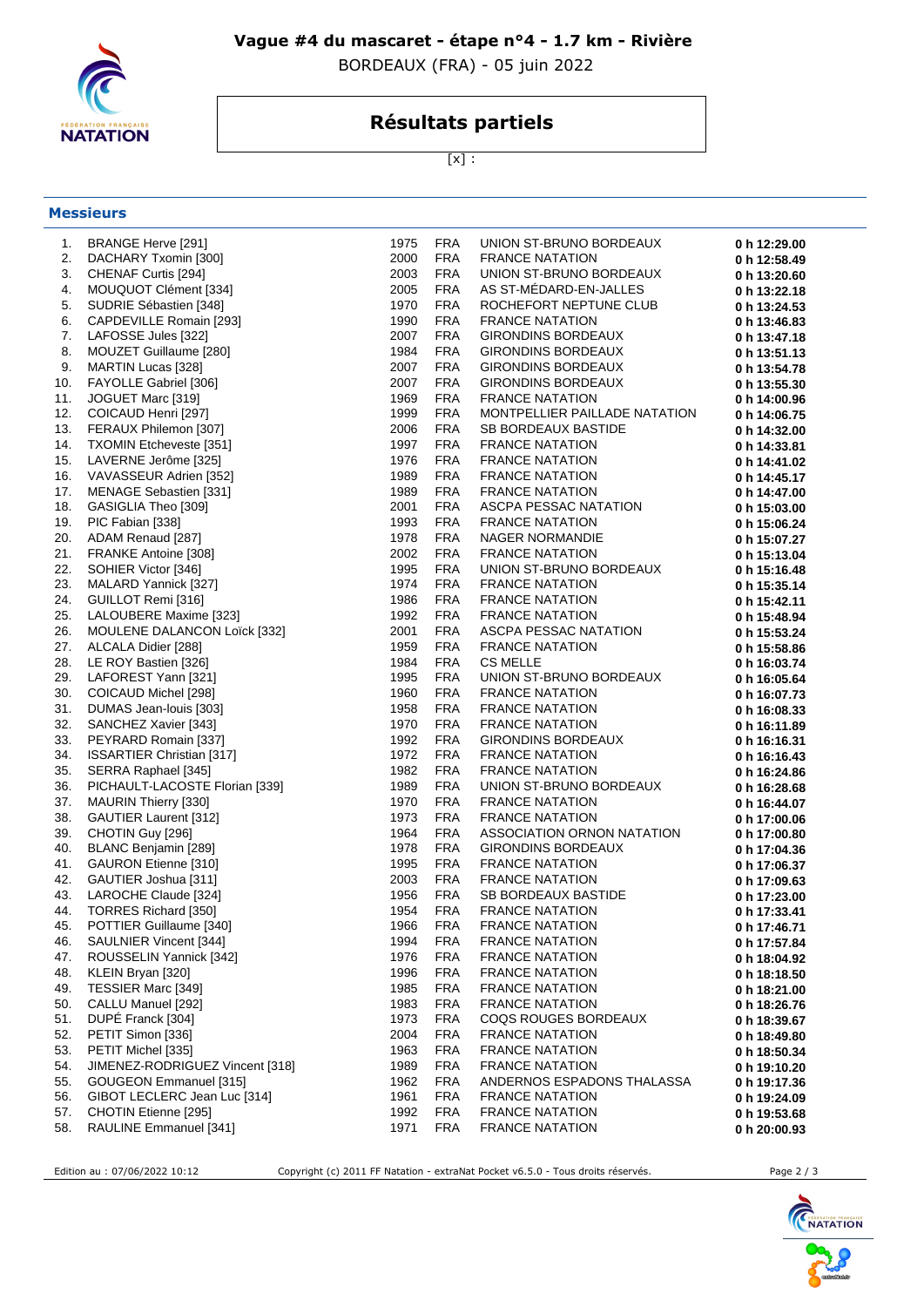# Vague #4 du mascaret - étape n°4 - 1.7 km - Rivière

BORDEAUX (FRA) - 05 juin 2022

## Résultats partiels

[x] :

### Messieurs

| | | | | | |
|---|---|---|---|---|---|
| 1. | BRANGE Herve [291] | 1975 | FRA | UNION ST-BRUNO BORDEAUX | **0 h 12:29.00** |
| 2. | DACHARY Txomin [300] | 2000 | FRA | FRANCE NATATION | **0 h 12:58.49** |
| 3. | CHENAF Curtis [294] | 2003 | FRA | UNION ST-BRUNO BORDEAUX | **0 h 13:20.60** |
| 4. | MOUQUOT Clément [334] | 2005 | FRA | AS ST-MÉDARD-EN-JALLES | **0 h 13:22.18** |
| 5. | SUDRIE Sébastien [348] | 1970 | FRA | ROCHEFORT NEPTUNE CLUB | **0 h 13:24.53** |
| 6. | CAPDEVILLE Romain [293] | 1990 | FRA | FRANCE NATATION | **0 h 13:46.83** |
| 7. | LAFOSSE Jules [322] | 2007 | FRA | GIRONDINS BORDEAUX | **0 h 13:47.18** |
| 8. | MOUZET Guillaume [280] | 1984 | FRA | GIRONDINS BORDEAUX | **0 h 13:51.13** |
| 9. | MARTIN Lucas [328] | 2007 | FRA | GIRONDINS BORDEAUX | **0 h 13:54.78** |
| 10. | FAYOLLE Gabriel [306] | 2007 | FRA | GIRONDINS BORDEAUX | **0 h 13:55.30** |
| 11. | JOGUET Marc [319] | 1969 | FRA | FRANCE NATATION | **0 h 14:00.96** |
| 12. | COICAUD Henri [297] | 1999 | FRA | MONTPELLIER PAILLADE NATATION | **0 h 14:06.75** |
| 13. | FERAUX Philemon [307] | 2006 | FRA | SB BORDEAUX BASTIDE | **0 h 14:32.00** |
| 14. | TXOMIN Etcheveste [351] | 1997 | FRA | FRANCE NATATION | **0 h 14:33.81** |
| 15. | LAVERNE Jerôme [325] | 1976 | FRA | FRANCE NATATION | **0 h 14:41.02** |
| 16. | VAVASSEUR Adrien [352] | 1989 | FRA | FRANCE NATATION | **0 h 14:45.17** |
| 17. | MENAGE Sebastien [331] | 1989 | FRA | FRANCE NATATION | **0 h 14:47.00** |
| 18. | GASIGLIA Theo [309] | 2001 | FRA | ASCPA PESSAC NATATION | **0 h 15:03.00** |
| 19. | PIC Fabian [338] | 1993 | FRA | FRANCE NATATION | **0 h 15:06.24** |
| 20. | ADAM Renaud [287] | 1978 | FRA | NAGER NORMANDIE | **0 h 15:07.27** |
| 21. | FRANKE Antoine [308] | 2002 | FRA | FRANCE NATATION | **0 h 15:13.04** |
| 22. | SOHIER Victor [346] | 1995 | FRA | UNION ST-BRUNO BORDEAUX | **0 h 15:16.48** |
| 23. | MALARD Yannick [327] | 1974 | FRA | FRANCE NATATION | **0 h 15:35.14** |
| 24. | GUILLOT Remi [316] | 1986 | FRA | FRANCE NATATION | **0 h 15:42.11** |
| 25. | LALOUBERE Maxime [323] | 1992 | FRA | FRANCE NATATION | **0 h 15:48.94** |
| 26. | MOULENE DALANCON Loïck [332] | 2001 | FRA | ASCPA PESSAC NATATION | **0 h 15:53.24** |
| 27. | ALCALA Didier [288] | 1959 | FRA | FRANCE NATATION | **0 h 15:58.86** |
| 28. | LE ROY Bastien [326] | 1984 | FRA | CS MELLE | **0 h 16:03.74** |
| 29. | LAFOREST Yann [321] | 1995 | FRA | UNION ST-BRUNO BORDEAUX | **0 h 16:05.64** |
| 30. | COICAUD Michel [298] | 1960 | FRA | FRANCE NATATION | **0 h 16:07.73** |
| 31. | DUMAS Jean-louis [303] | 1958 | FRA | FRANCE NATATION | **0 h 16:08.33** |
| 32. | SANCHEZ Xavier [343] | 1970 | FRA | FRANCE NATATION | **0 h 16:11.89** |
| 33. | PEYRARD Romain [337] | 1992 | FRA | GIRONDINS BORDEAUX | **0 h 16:16.31** |
| 34. | ISSARTIER Christian [317] | 1972 | FRA | FRANCE NATATION | **0 h 16:16.43** |
| 35. | SERRA Raphael [345] | 1982 | FRA | FRANCE NATATION | **0 h 16:24.86** |
| 36. | PICHAULT-LACOSTE Florian [339] | 1989 | FRA | UNION ST-BRUNO BORDEAUX | **0 h 16:28.68** |
| 37. | MAURIN Thierry [330] | 1970 | FRA | FRANCE NATATION | **0 h 16:44.07** |
| 38. | GAUTIER Laurent [312] | 1973 | FRA | FRANCE NATATION | **0 h 17:00.06** |
| 39. | CHOTIN Guy [296] | 1964 | FRA | ASSOCIATION ORNON NATATION | **0 h 17:00.80** |
| 40. | BLANC Benjamin [289] | 1978 | FRA | GIRONDINS BORDEAUX | **0 h 17:04.36** |
| 41. | GAURON Etienne [310] | 1995 | FRA | FRANCE NATATION | **0 h 17:06.37** |
| 42. | GAUTIER Joshua [311] | 2003 | FRA | FRANCE NATATION | **0 h 17:09.63** |
| 43. | LAROCHE Claude [324] | 1956 | FRA | SB BORDEAUX BASTIDE | **0 h 17:23.00** |
| 44. | TORRES Richard [350] | 1954 | FRA | FRANCE NATATION | **0 h 17:33.41** |
| 45. | POTTIER Guillaume [340] | 1966 | FRA | FRANCE NATATION | **0 h 17:46.71** |
| 46. | SAULNIER Vincent [344] | 1994 | FRA | FRANCE NATATION | **0 h 17:57.84** |
| 47. | ROUSSELIN Yannick [342] | 1976 | FRA | FRANCE NATATION | **0 h 18:04.92** |
| 48. | KLEIN Bryan [320] | 1996 | FRA | FRANCE NATATION | **0 h 18:18.50** |
| 49. | TESSIER Marc [349] | 1985 | FRA | FRANCE NATATION | **0 h 18:21.00** |
| 50. | CALLU Manuel [292] | 1983 | FRA | FRANCE NATATION | **0 h 18:26.76** |
| 51. | DUPÉ Franck [304] | 1973 | FRA | COQS ROUGES BORDEAUX | **0 h 18:39.67** |
| 52. | PETIT Simon [336] | 2004 | FRA | FRANCE NATATION | **0 h 18:49.80** |
| 53. | PETIT Michel [335] | 1963 | FRA | FRANCE NATATION | **0 h 18:50.34** |
| 54. | JIMENEZ-RODRIGUEZ Vincent [318] | 1989 | FRA | FRANCE NATATION | **0 h 19:10.20** |
| 55. | GOUGEON Emmanuel [315] | 1962 | FRA | ANDERNOS ESPADONS THALASSA | **0 h 19:17.36** |
| 56. | GIBOT LECLERC Jean Luc [314] | 1961 | FRA | FRANCE NATATION | **0 h 19:24.09** |
| 57. | CHOTIN Etienne [295] | 1992 | FRA | FRANCE NATATION | **0 h 19:53.68** |
| 58. | RAULINE Emmanuel [341] | 1971 | FRA | FRANCE NATATION | **0 h 20:00.93** |

Edition au : 07/06/2022 10:12 — Copyright (c) 2011 FF Natation - extraNat Pocket v6.5.0 - Tous droits réservés.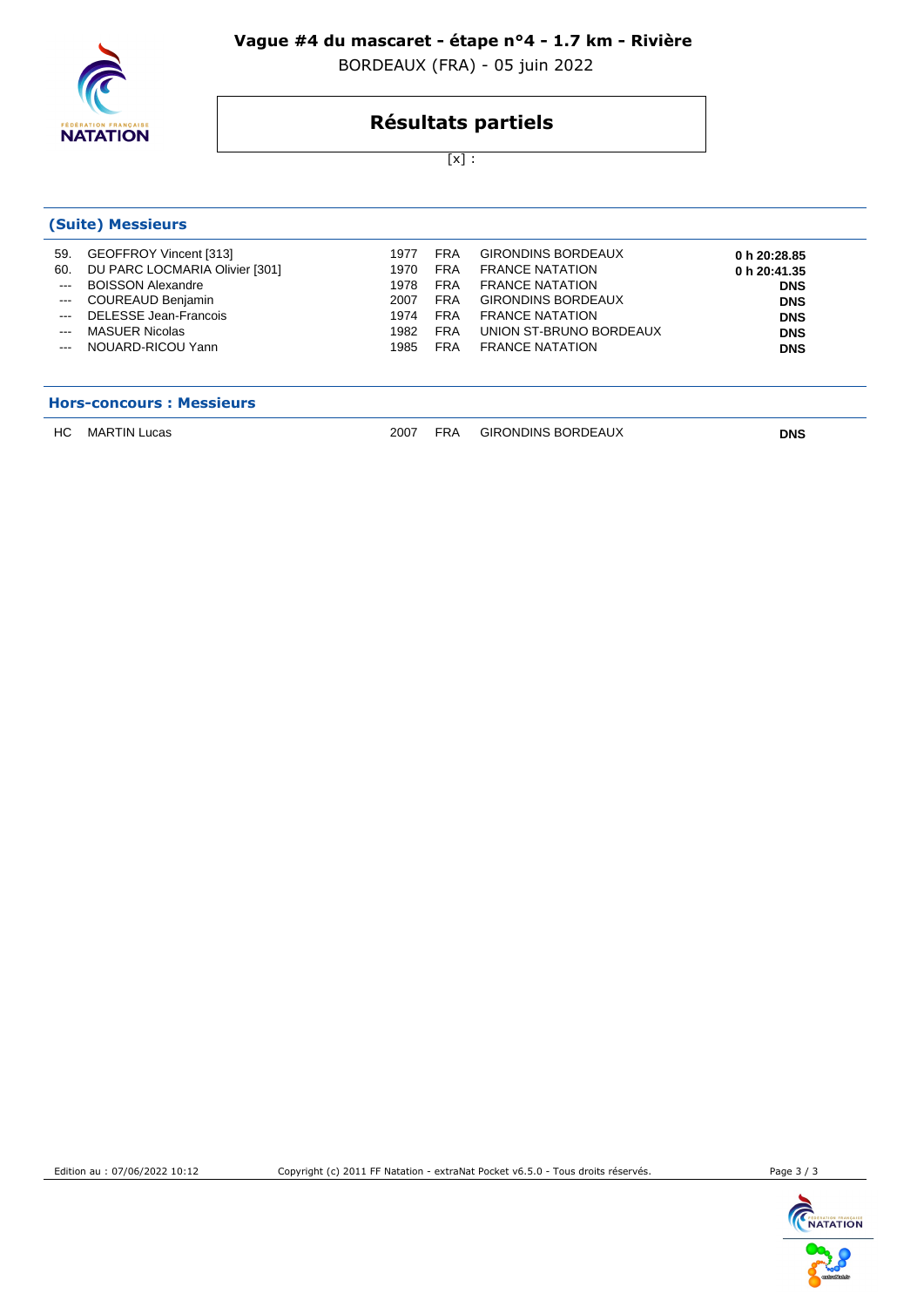**Vague #4 du mascaret - étape n°4 - 1.7 km - Rivière**

BORDEAUX (FRA) - 05 juin 2022

# Résultats partiels

[x] :

## (Suite) Messieurs

| | | | | | |
|---|---|---|---|---|---|
| 59. | GEOFFROY Vincent [313] | 1977 | FRA | GIRONDINS BORDEAUX | **0 h 20:28.85** |
| 60. | DU PARC LOCMARIA Olivier [301] | 1970 | FRA | FRANCE NATATION | **0 h 20:41.35** |
| --- | BOISSON Alexandre | 1978 | FRA | FRANCE NATATION | **DNS** |
| --- | COUREAUD Benjamin | 2007 | FRA | GIRONDINS BORDEAUX | **DNS** |
| --- | DELESSE Jean-Francois | 1974 | FRA | FRANCE NATATION | **DNS** |
| --- | MASUER Nicolas | 1982 | FRA | UNION ST-BRUNO BORDEAUX | **DNS** |
| --- | NOUARD-RICOU Yann | 1985 | FRA | FRANCE NATATION | **DNS** |

## Hors-concours : Messieurs

| | | | | | |
|---|---|---|---|---|---|
| HC | MARTIN Lucas | 2007 | FRA | GIRONDINS BORDEAUX | **DNS** |

Edition au : 07/06/2022 10:12 Copyright (c) 2011 FF Natation - extraNat Pocket v6.5.0 - Tous droits réservés.